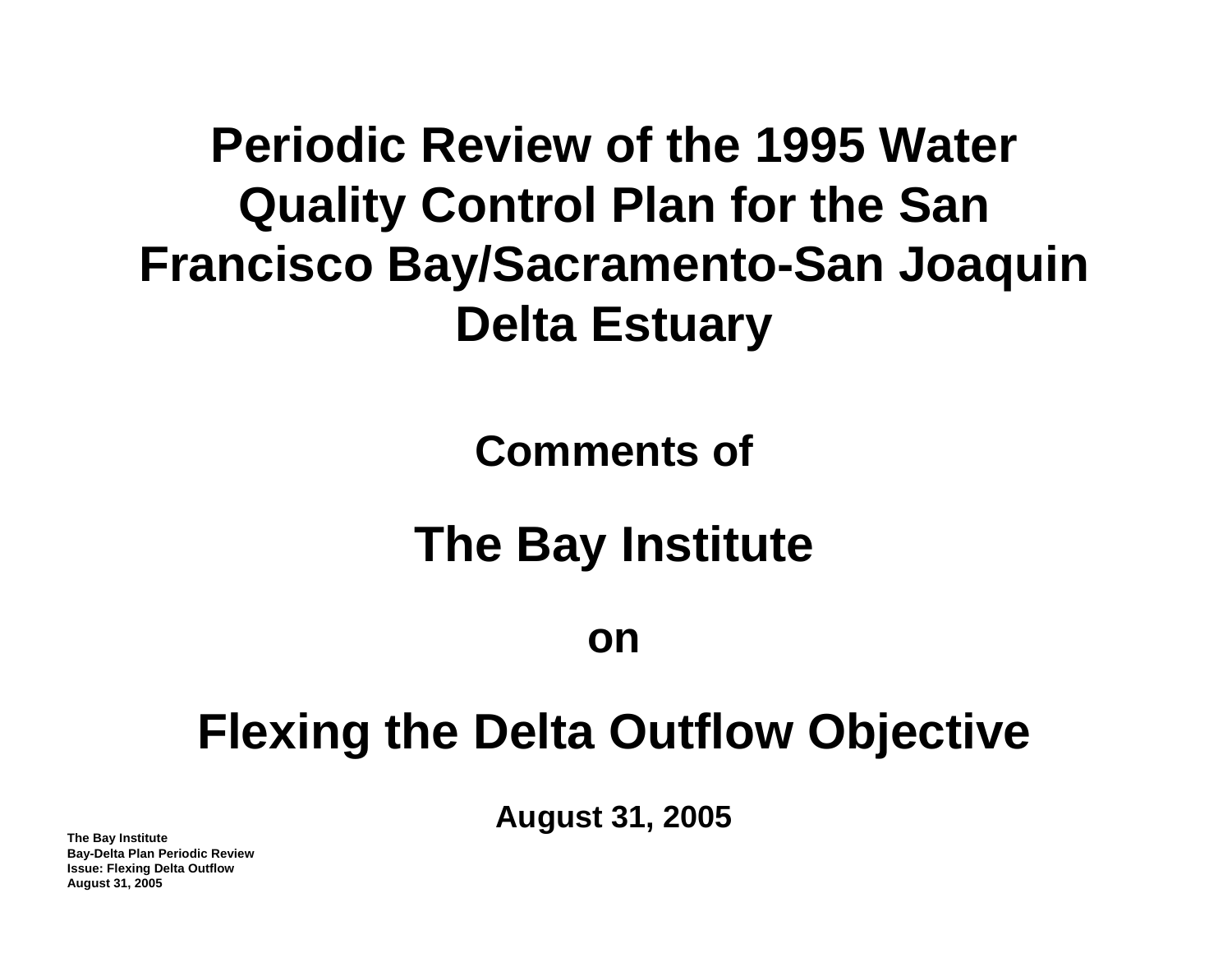# Periodic Review of the 1995 Water Quality Control Plan for the San Francisco Bay/Sacramento-San Joaquin Delta Estuary

## Comments of

# The Bay Institute

## on

# Flexing the Delta Outflow Objective

**August 31, 2005**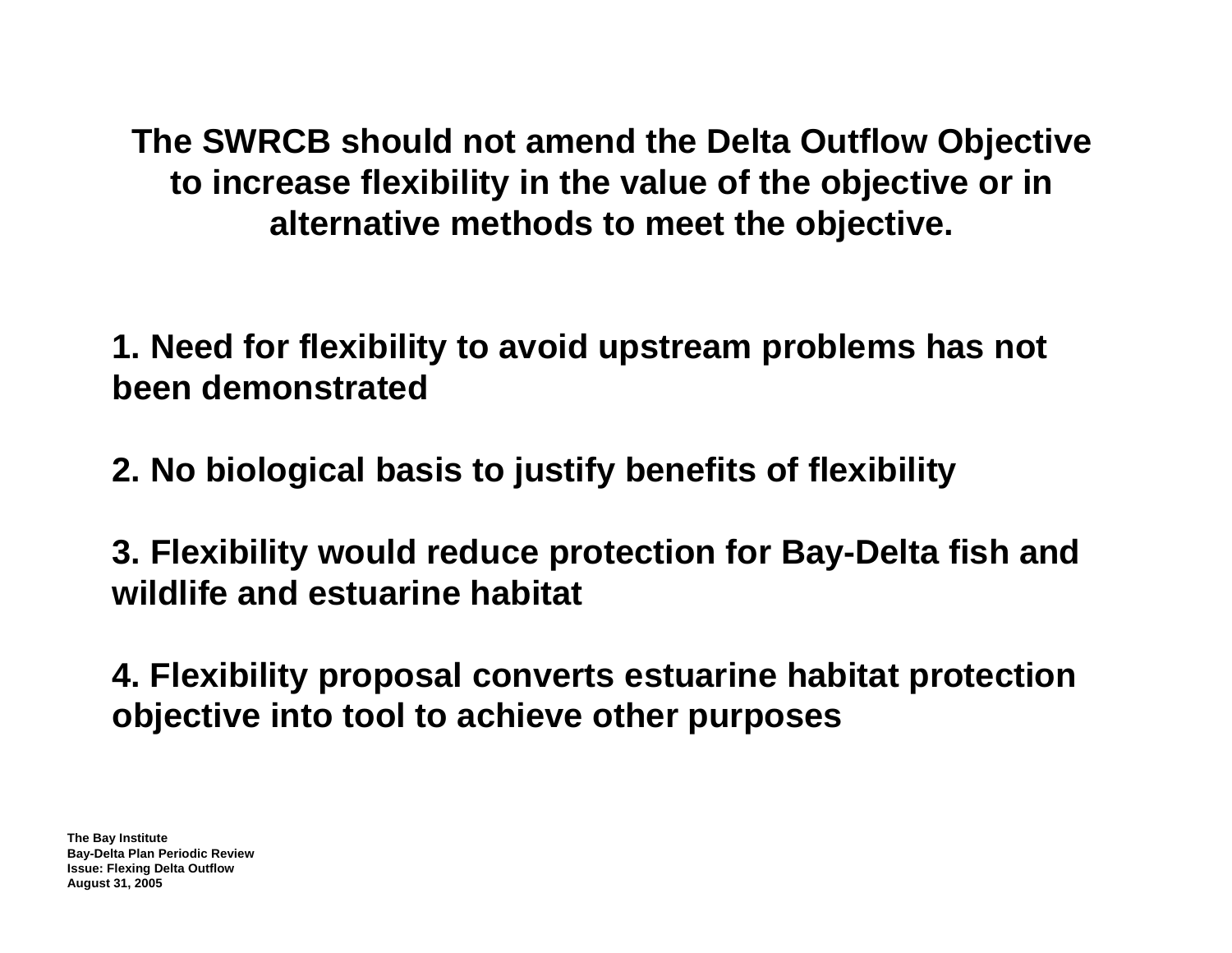## The SWRCB should not amend the Delta Outflow Objective to increase flexibility in the value of the objective or in alternative methods to meet the objective.

**1. Need for flexibility to avoid upstream problems has not been demonstrated**

**2. No biological basis to justify benefits of flexibility**

**3. Flexibility would reduce protection for Bay-Delta fish and wildlife and estuarine habitat**

**4. Flexibility proposal converts estuarine habitat protection objective into tool to achieve other purposes**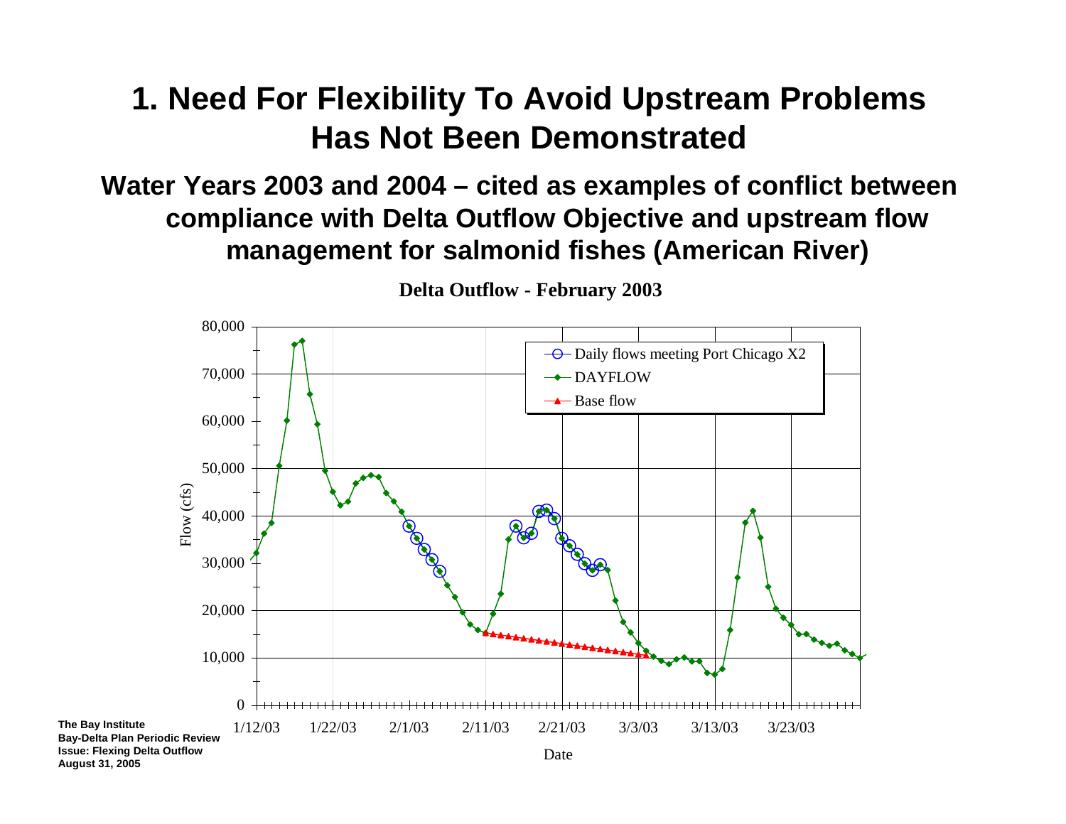# 1. Need For Flexibility To Avoid Upstream Problems Has Not Been Demonstrated

## Water Years 2003 and 2004 – cited as examples of conflict between compliance with Delta Outflow Objective and upstream flow management for salmonid fishes (American River)

**Delta Outflow - February 2003**

Flow (cfs)

80,000
70,000
60,000
50,000
40,000
30,000
20,000
10,000
0

1/12/03 1/22/03 2/1/03 2/11/03 2/21/03 3/3/03 3/13/03 3/23/03

Date

- Daily flows meeting Port Chicago X2
- DAYFLOW
- Base flow

**The Bay Institute**
**Bay-Delta Plan Periodic Review**
**Issue: Flexing Delta Outflow**
**August 31, 2005**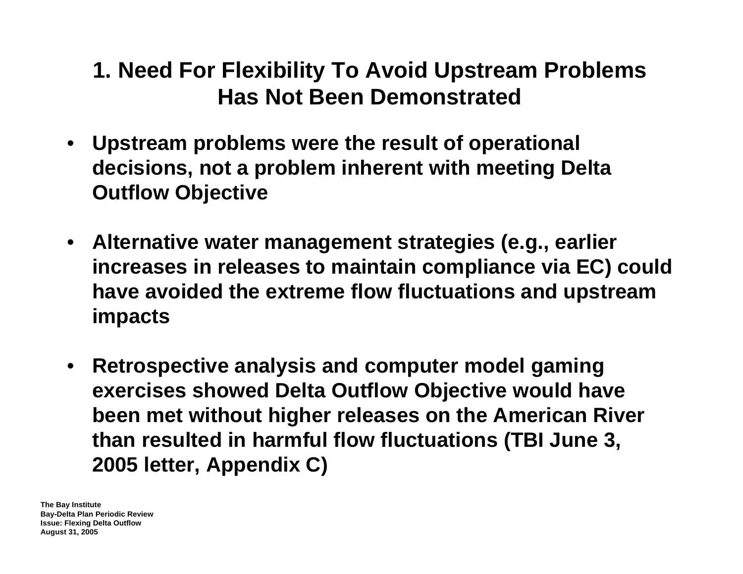# 1. Need For Flexibility To Avoid Upstream Problems Has Not Been Demonstrated

- **Upstream problems were the result of operational decisions, not a problem inherent with meeting Delta Outflow Objective**

- **Alternative water management strategies (e.g., earlier increases in releases to maintain compliance via EC) could have avoided the extreme flow fluctuations and upstream impacts**

- **Retrospective analysis and computer model gaming exercises showed Delta Outflow Objective would have been met without higher releases on the American River than resulted in harmful flow fluctuations (TBI June 3, 2005 letter, Appendix C)**

**The Bay Institute**
**Bay-Delta Plan Periodic Review**
**Issue: Flexing Delta Outflow**
**August 31, 2005**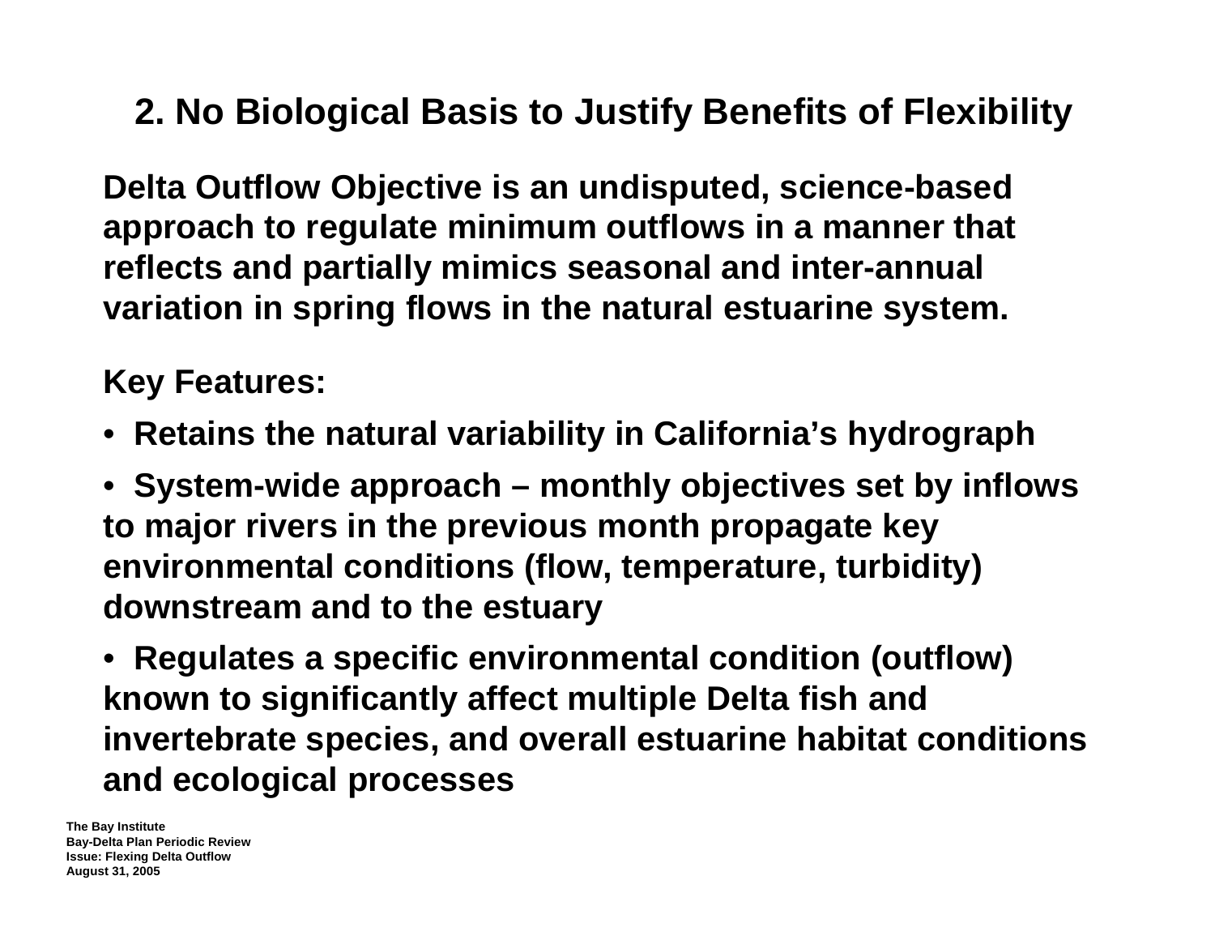## 2. No Biological Basis to Justify Benefits of Flexibility

**Delta Outflow Objective is an undisputed, science-based approach to regulate minimum outflows in a manner that reflects and partially mimics seasonal and inter-annual variation in spring flows in the natural estuarine system.**

**Key Features:**

- **Retains the natural variability in California's hydrograph**
- **System-wide approach – monthly objectives set by inflows to major rivers in the previous month propagate key environmental conditions (flow, temperature, turbidity) downstream and to the estuary**
- **Regulates a specific environmental condition (outflow) known to significantly affect multiple Delta fish and invertebrate species, and overall estuarine habitat conditions and ecological processes**

**The Bay Institute**
**Bay-Delta Plan Periodic Review**
**Issue: Flexing Delta Outflow**
**August 31, 2005**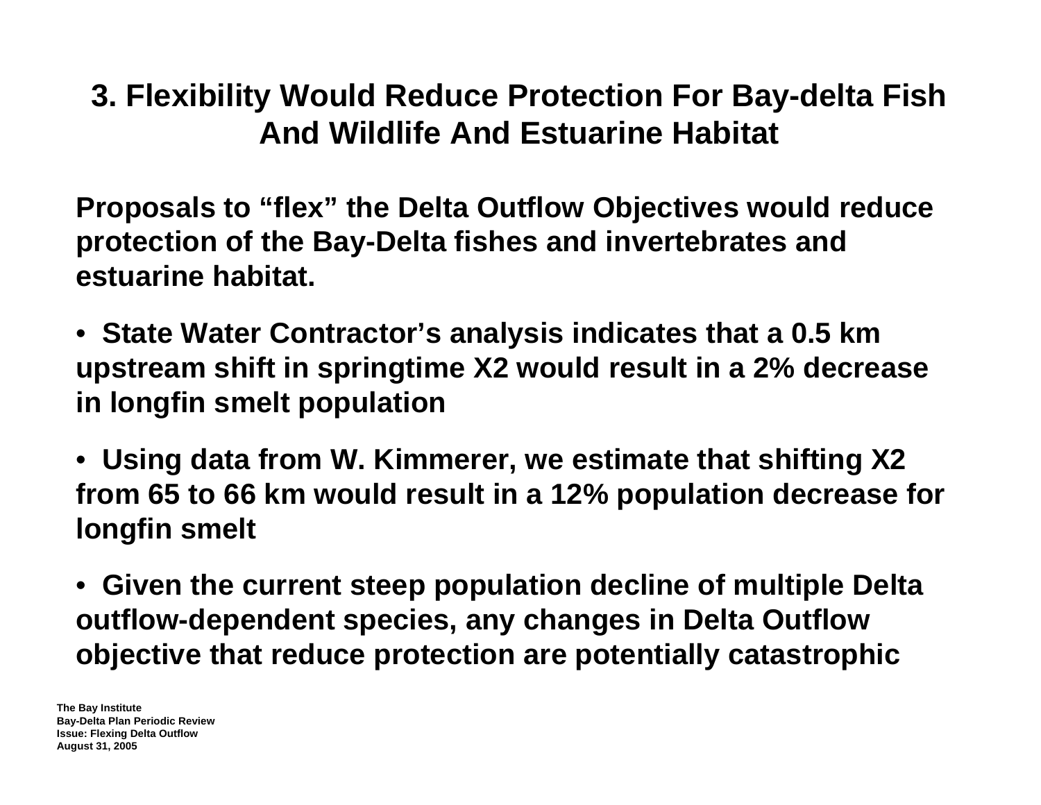# 3. Flexibility Would Reduce Protection For Bay-delta Fish And Wildlife And Estuarine Habitat

**Proposals to "flex" the Delta Outflow Objectives would reduce protection of the Bay-Delta fishes and invertebrates and estuarine habitat.**

- **State Water Contractor's analysis indicates that a 0.5 km upstream shift in springtime X2 would result in a 2% decrease in longfin smelt population**
- **Using data from W. Kimmerer, we estimate that shifting X2 from 65 to 66 km would result in a 12% population decrease for longfin smelt**
- **Given the current steep population decline of multiple Delta outflow-dependent species, any changes in Delta Outflow objective that reduce protection are potentially catastrophic**

**The Bay Institute**
**Bay-Delta Plan Periodic Review**
**Issue: Flexing Delta Outflow**
**August 31, 2005**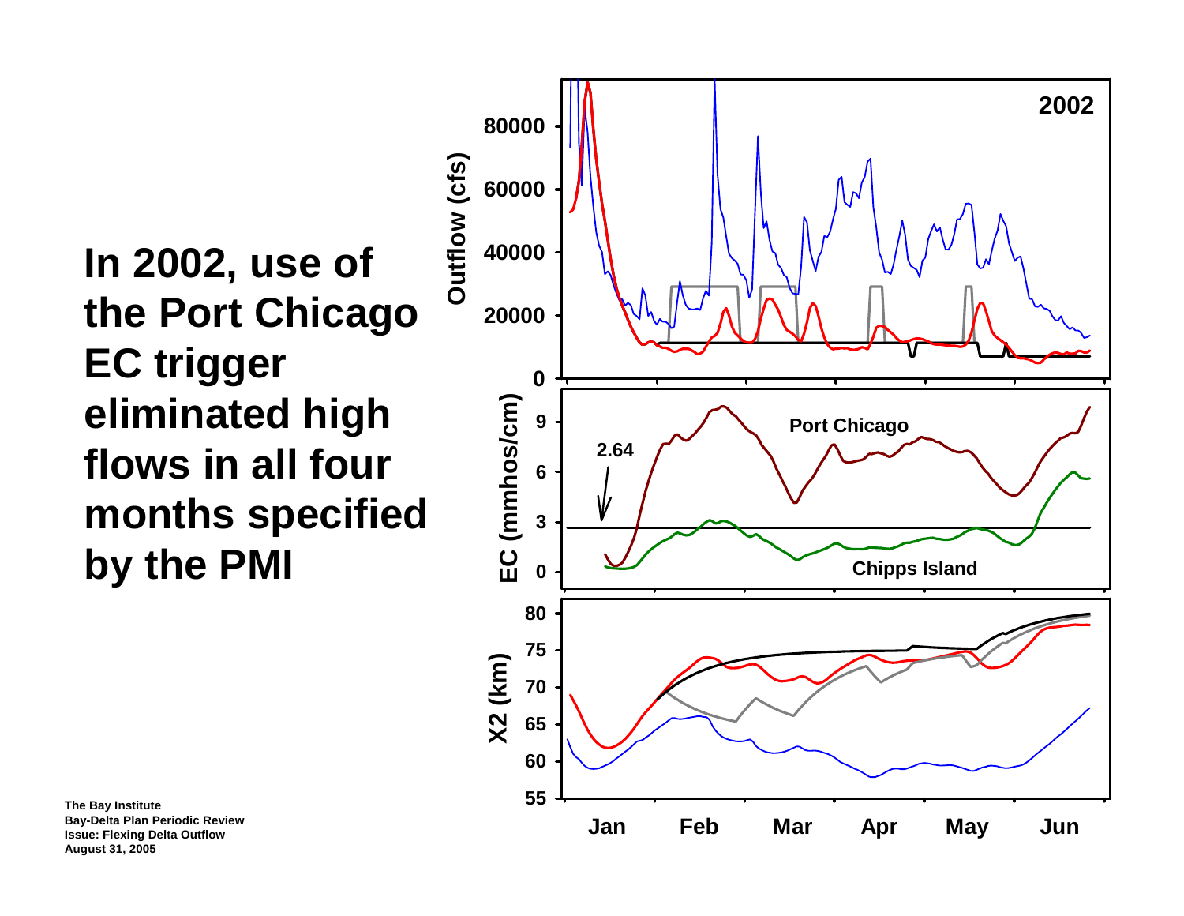# In 2002, use of the Port Chicago EC trigger eliminated high flows in all four months specified by the PMI

2002

Outflow (cfs)

EC (mmhos/cm)

2.64

Port Chicago

Chipps Island

X2 (km)

Jan Feb Mar Apr May Jun

**The Bay Institute**
**Bay-Delta Plan Periodic Review**
**Issue: Flexing Delta Outflow**
**August 31, 2005**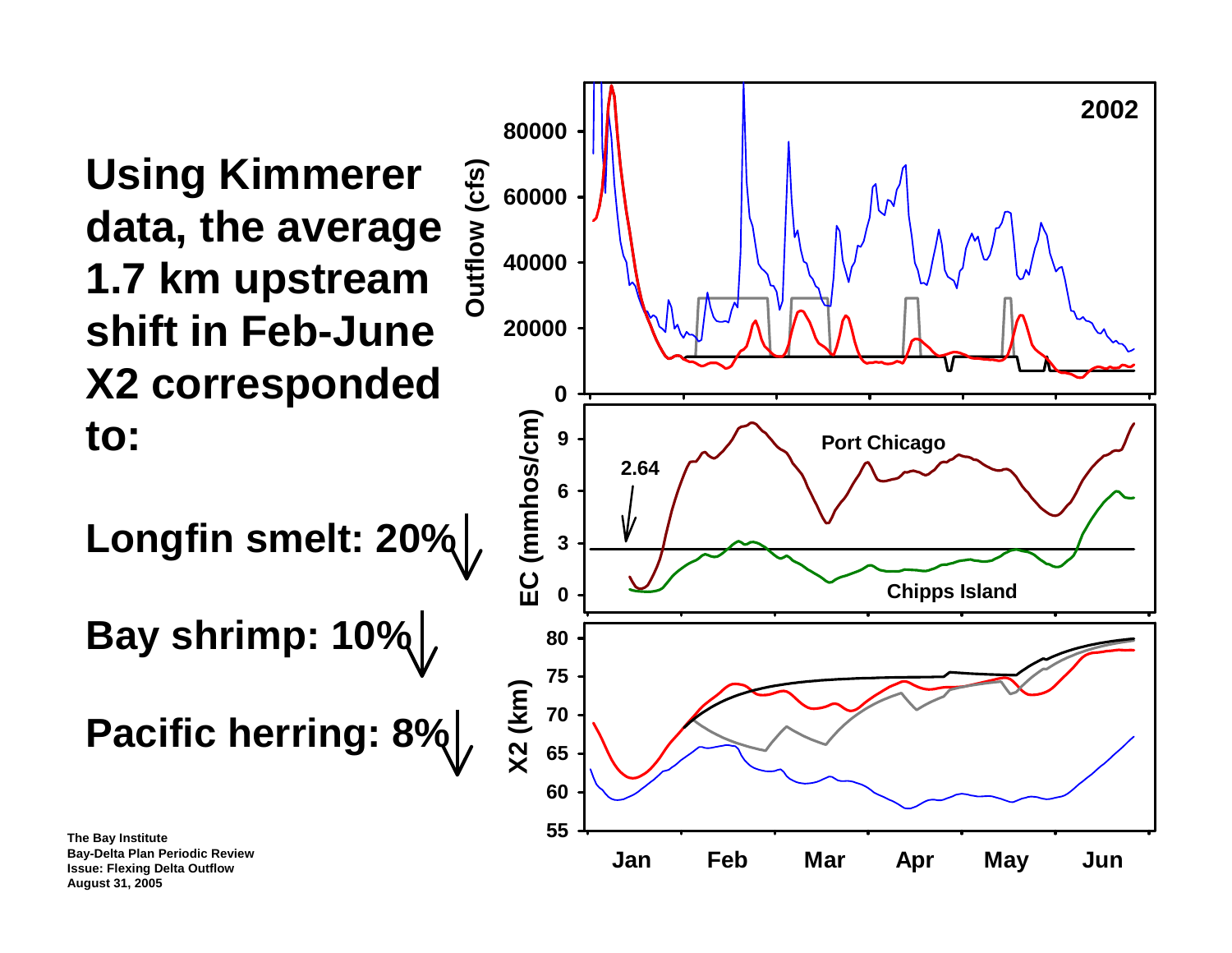# Using Kimmerer data, the average 1.7 km upstream shift in Feb-June X2 corresponded to:

**Longfin smelt: 20% ↓**

**Bay shrimp: 10% ↓**

**Pacific herring: 8% ↓**

The Bay Institute
Bay-Delta Plan Periodic Review
Issue: Flexing Delta Outflow
August 31, 2005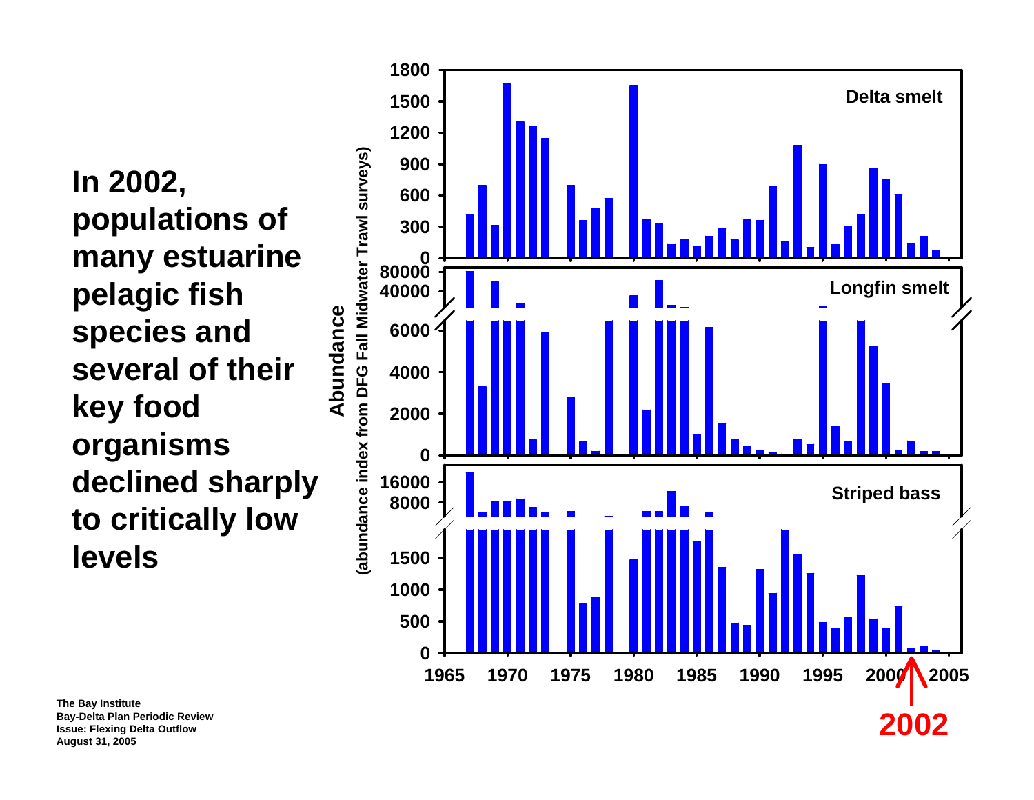**In 2002, populations of many estuarine pelagic fish species and several of their key food organisms declined sharply to critically low levels**

Abundance (abundance index from DFG Fall Midwater Trawl surveys)

Delta smelt

Longfin smelt

Striped bass

2002

The Bay Institute
Bay-Delta Plan Periodic Review
Issue: Flexing Delta Outflow
August 31, 2005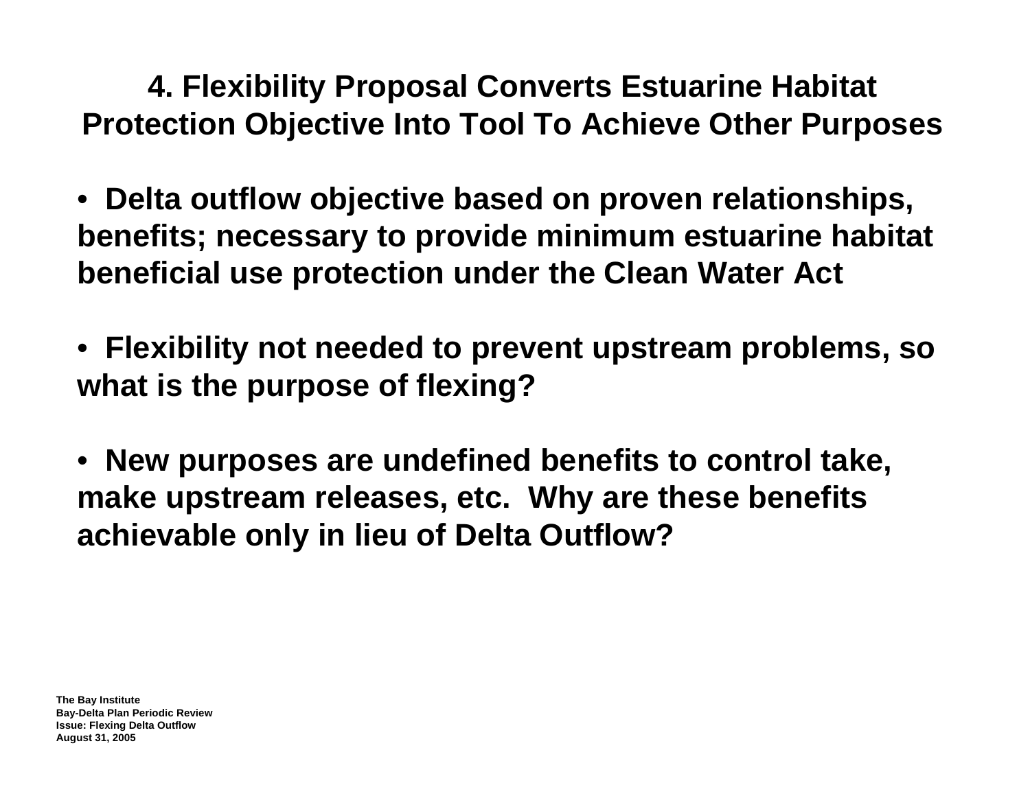# 4. Flexibility Proposal Converts Estuarine Habitat Protection Objective Into Tool To Achieve Other Purposes

- **Delta outflow objective based on proven relationships, benefits; necessary to provide minimum estuarine habitat beneficial use protection under the Clean Water Act**

- **Flexibility not needed to prevent upstream problems, so what is the purpose of flexing?**

- **New purposes are undefined benefits to control take, make upstream releases, etc. Why are these benefits achievable only in lieu of Delta Outflow?**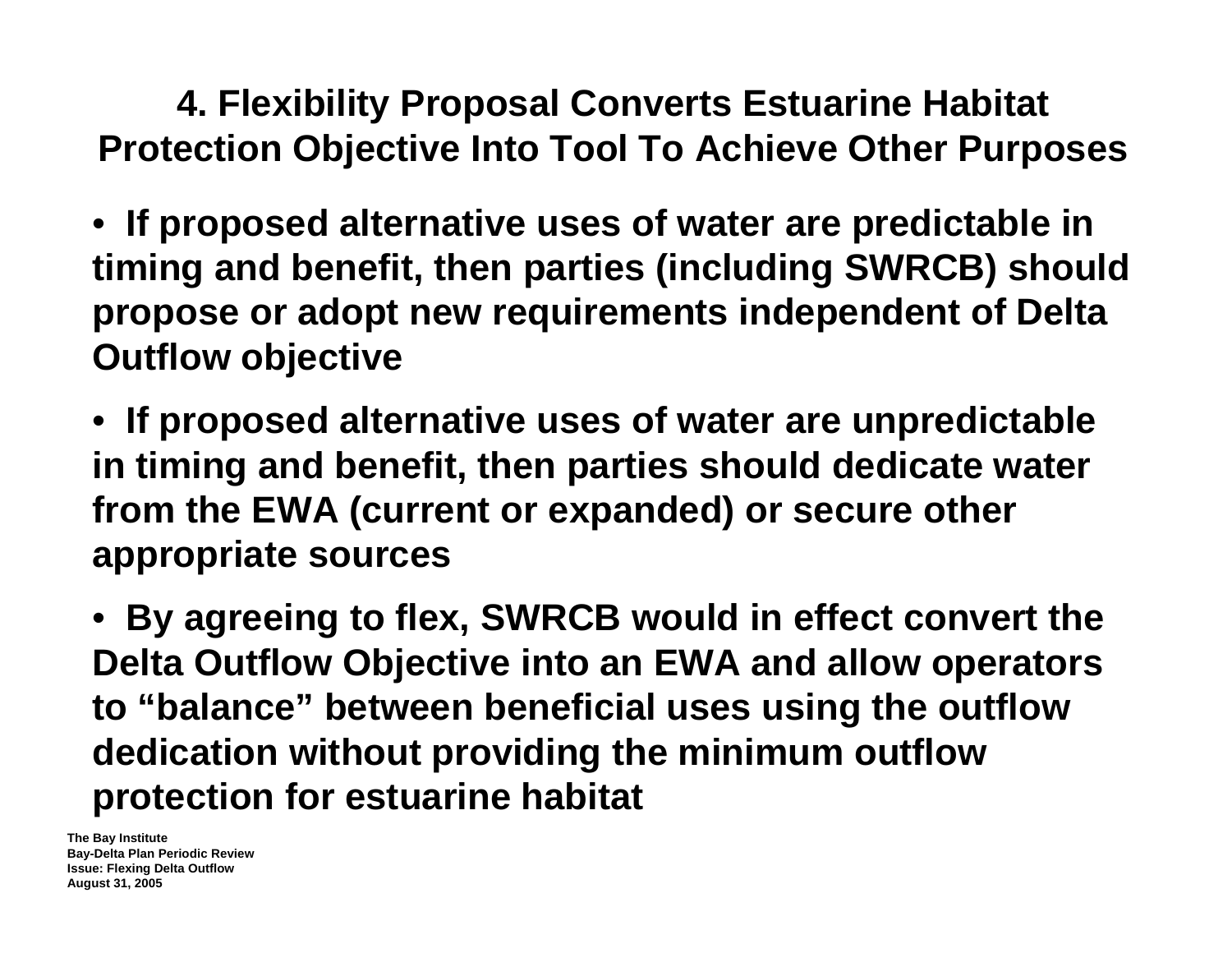# 4. Flexibility Proposal Converts Estuarine Habitat Protection Objective Into Tool To Achieve Other Purposes

- **If proposed alternative uses of water are predictable in timing and benefit, then parties (including SWRCB) should propose or adopt new requirements independent of Delta Outflow objective**
- **If proposed alternative uses of water are unpredictable in timing and benefit, then parties should dedicate water from the EWA (current or expanded) or secure other appropriate sources**
- **By agreeing to flex, SWRCB would in effect convert the Delta Outflow Objective into an EWA and allow operators to "balance" between beneficial uses using the outflow dedication without providing the minimum outflow protection for estuarine habitat**

**The Bay Institute**
**Bay-Delta Plan Periodic Review**
**Issue: Flexing Delta Outflow**
**August 31, 2005**